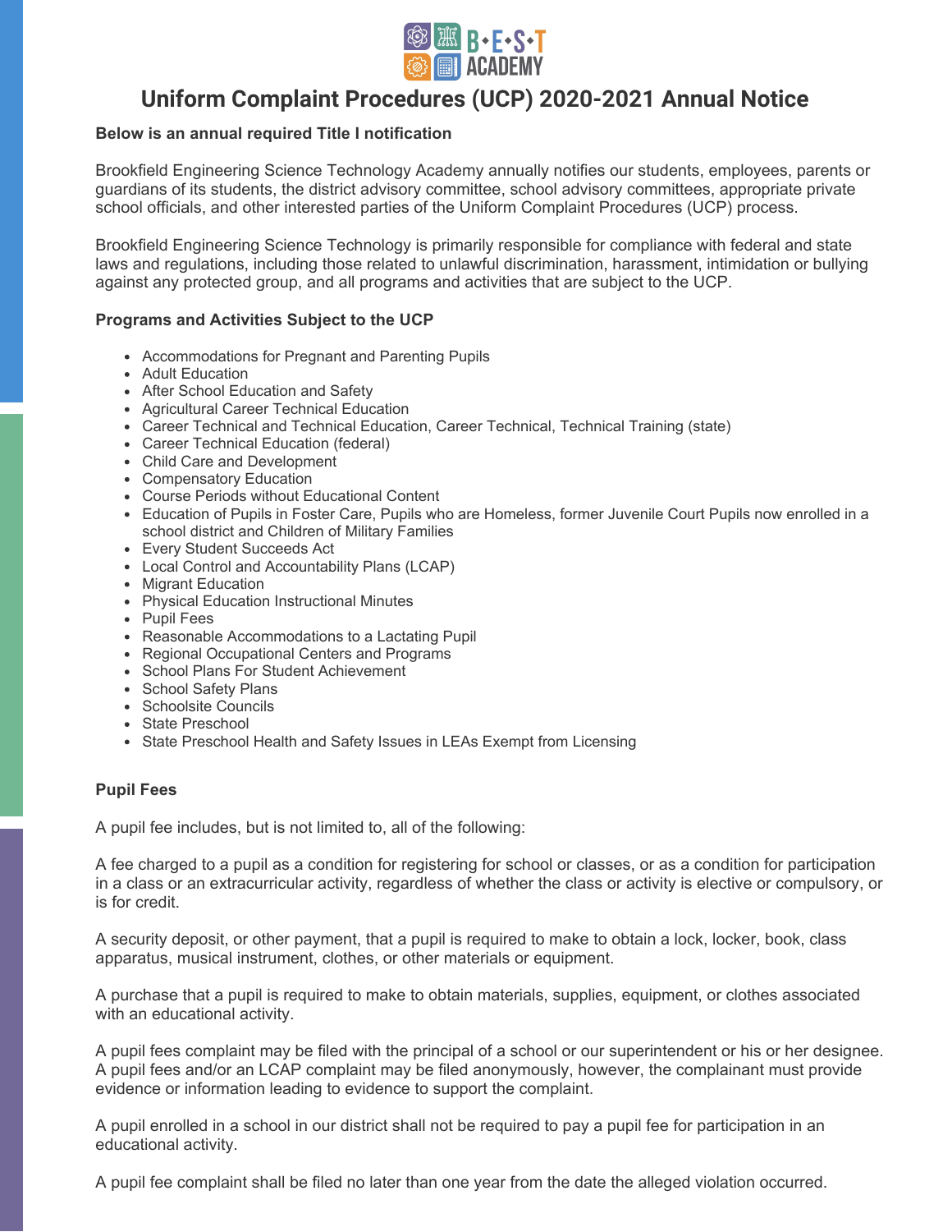B•E•S•T ACADEMY

# Uniform Complaint Procedures (UCP) 2020-2021 Annual Notice

**Below is an annual required Title I notification**

Brookfield Engineering Science Technology Academy annually notifies our students, employees, parents or guardians of its students, the district advisory committee, school advisory committees, appropriate private school officials, and other interested parties of the Uniform Complaint Procedures (UCP) process.

Brookfield Engineering Science Technology is primarily responsible for compliance with federal and state laws and regulations, including those related to unlawful discrimination, harassment, intimidation or bullying against any protected group, and all programs and activities that are subject to the UCP.

**Programs and Activities Subject to the UCP**

- Accommodations for Pregnant and Parenting Pupils
- Adult Education
- After School Education and Safety
- Agricultural Career Technical Education
- Career Technical and Technical Education, Career Technical, Technical Training (state)
- Career Technical Education (federal)
- Child Care and Development
- Compensatory Education
- Course Periods without Educational Content
- Education of Pupils in Foster Care, Pupils who are Homeless, former Juvenile Court Pupils now enrolled in a school district and Children of Military Families
- Every Student Succeeds Act
- Local Control and Accountability Plans (LCAP)
- Migrant Education
- Physical Education Instructional Minutes
- Pupil Fees
- Reasonable Accommodations to a Lactating Pupil
- Regional Occupational Centers and Programs
- School Plans For Student Achievement
- School Safety Plans
- Schoolsite Councils
- State Preschool
- State Preschool Health and Safety Issues in LEAs Exempt from Licensing

**Pupil Fees**

A pupil fee includes, but is not limited to, all of the following:

A fee charged to a pupil as a condition for registering for school or classes, or as a condition for participation in a class or an extracurricular activity, regardless of whether the class or activity is elective or compulsory, or is for credit.

A security deposit, or other payment, that a pupil is required to make to obtain a lock, locker, book, class apparatus, musical instrument, clothes, or other materials or equipment.

A purchase that a pupil is required to make to obtain materials, supplies, equipment, or clothes associated with an educational activity.

A pupil fees complaint may be filed with the principal of a school or our superintendent or his or her designee. A pupil fees and/or an LCAP complaint may be filed anonymously, however, the complainant must provide evidence or information leading to evidence to support the complaint.

A pupil enrolled in a school in our district shall not be required to pay a pupil fee for participation in an educational activity.

A pupil fee complaint shall be filed no later than one year from the date the alleged violation occurred.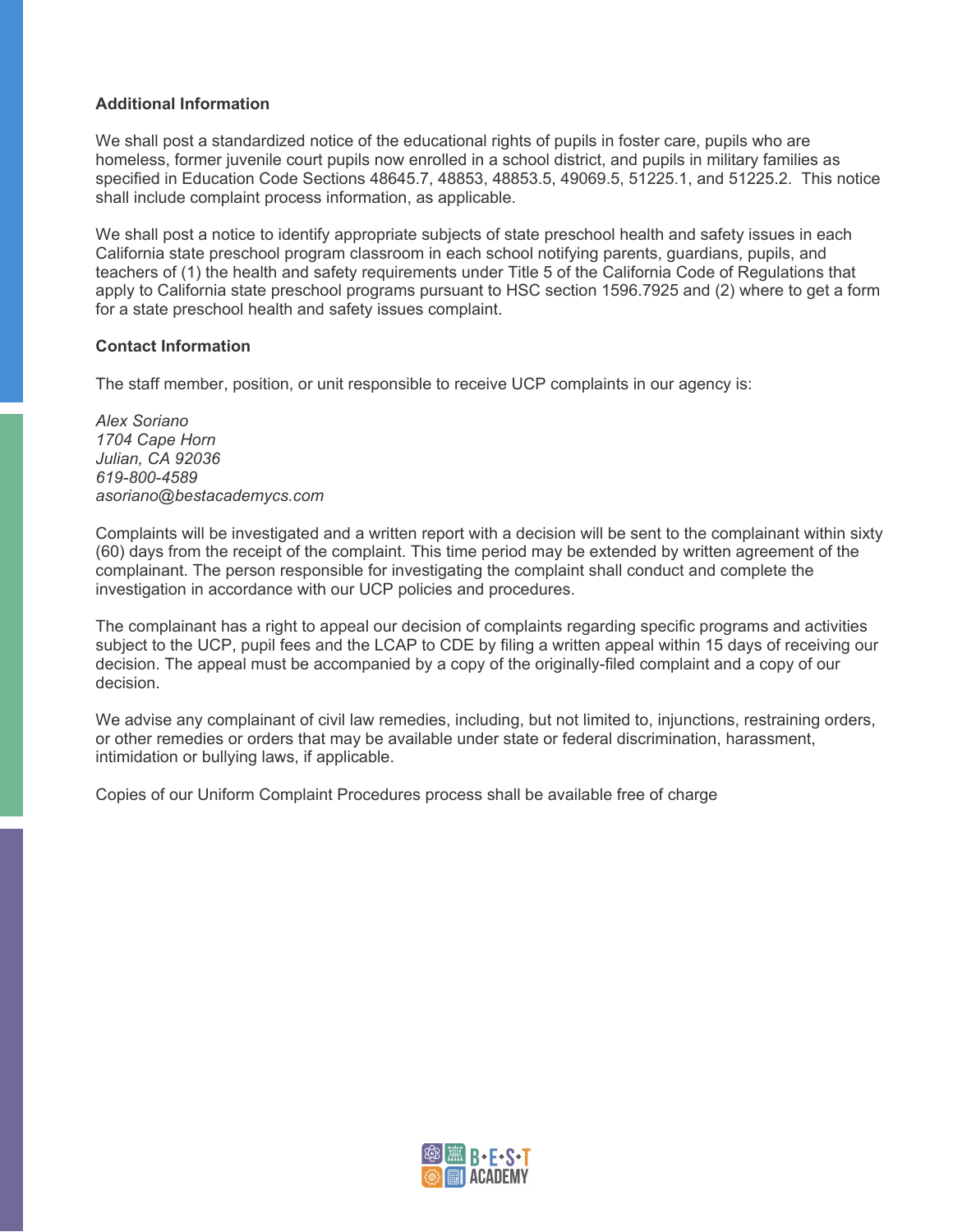**Additional Information**

We shall post a standardized notice of the educational rights of pupils in foster care, pupils who are homeless, former juvenile court pupils now enrolled in a school district, and pupils in military families as specified in Education Code Sections 48645.7, 48853, 48853.5, 49069.5, 51225.1, and 51225.2. This notice shall include complaint process information, as applicable.

We shall post a notice to identify appropriate subjects of state preschool health and safety issues in each California state preschool program classroom in each school notifying parents, guardians, pupils, and teachers of (1) the health and safety requirements under Title 5 of the California Code of Regulations that apply to California state preschool programs pursuant to HSC section 1596.7925 and (2) where to get a form for a state preschool health and safety issues complaint.

**Contact Information**

The staff member, position, or unit responsible to receive UCP complaints in our agency is:

*Alex Soriano*
*1704 Cape Horn*
*Julian, CA 92036*
*619-800-4589*
*asoriano@bestacademycs.com*

Complaints will be investigated and a written report with a decision will be sent to the complainant within sixty (60) days from the receipt of the complaint. This time period may be extended by written agreement of the complainant. The person responsible for investigating the complaint shall conduct and complete the investigation in accordance with our UCP policies and procedures.

The complainant has a right to appeal our decision of complaints regarding specific programs and activities subject to the UCP, pupil fees and the LCAP to CDE by filing a written appeal within 15 days of receiving our decision. The appeal must be accompanied by a copy of the originally-filed complaint and a copy of our decision.

We advise any complainant of civil law remedies, including, but not limited to, injunctions, restraining orders, or other remedies or orders that may be available under state or federal discrimination, harassment, intimidation or bullying laws, if applicable.

Copies of our Uniform Complaint Procedures process shall be available free of charge